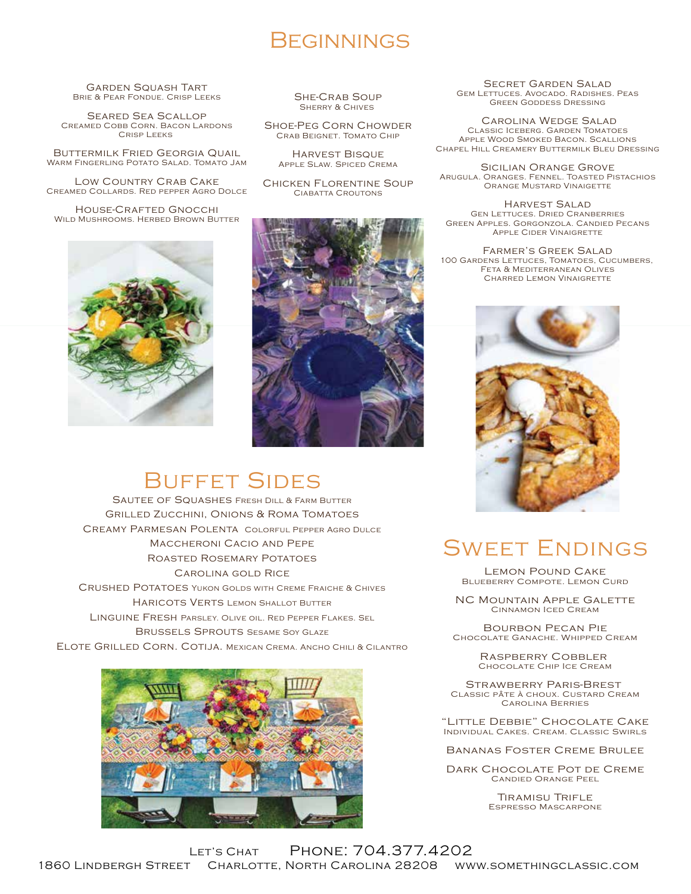# Beginnings

Garden Squash Tart
Brie & Pear Fondue. Crisp Leeks

Seared Sea Scallop
Creamed Cobb Corn. Bacon Lardons
Crisp Leeks

Buttermilk Fried Georgia Quail
Warm Fingerling Potato Salad. Tomato Jam

Low Country Crab Cake
Creamed Collards. Red pepper Agro Dolce

House-Crafted Gnocchi
Wild Mushrooms. Herbed Brown Butter

She-Crab Soup
Sherry & Chives

Shoe-Peg Corn Chowder
Crab Beignet. Tomato Chip

Harvest Bisque
Apple Slaw. Spiced Crema

Chicken Florentine Soup
Ciabatta Croutons

Secret Garden Salad
Gem Lettuces. Avocado. Radishes. Peas
Green Goddess Dressing

Carolina Wedge Salad
Classic Iceberg. Garden Tomatoes
Apple Wood Smoked Bacon. Scallions
Chapel Hill Creamery Buttermilk Bleu Dressing

Sicilian Orange Grove
Arugula. Oranges. Fennel. Toasted Pistachios
Orange Mustard Vinaigette

Harvest Salad
Gen Lettuces. Dried Cranberries
Green Apples. Gorgonzola. Candied Pecans
Apple Cider Vinaigrette

Farmer's Greek Salad
100 Gardens Lettuces, Tomatoes, Cucumbers,
Feta & Mediterranean Olives
Charred Lemon Vinaigrette

# Buffet Sides

Sautee of Squashes Fresh Dill & Farm Butter
Grilled Zucchini, Onions & Roma Tomatoes
Creamy Parmesan Polenta Colorful Pepper Agro Dulce
Maccheroni Cacio and Pepe
Roasted Rosemary Potatoes
Carolina gold Rice
Crushed Potatoes Yukon Golds with Creme Fraiche & Chives
Haricots Verts Lemon Shallot Butter
Linguine Fresh Parsley. Olive oil. Red Pepper Flakes. Sel
Brussels Sprouts Sesame Soy Glaze
Elote Grilled Corn. Cotija. Mexican Crema. Ancho Chili & Cilantro

# Sweet Endings

Lemon Pound Cake
Blueberry Compote. Lemon Curd

NC Mountain Apple Galette
Cinnamon Iced Cream

Bourbon Pecan Pie
Chocolate Ganache. Whipped Cream

Raspberry Cobbler
Chocolate Chip Ice Cream

Strawberry Paris-Brest
Classic pâte à choux. Custard Cream
Carolina Berries

"Little Debbie" Chocolate Cake
Individual Cakes. Cream. Classic Swirls

Bananas Foster Creme Brulee

Dark Chocolate Pot de Creme
Candied Orange Peel

Tiramisu Trifle
Espresso Mascarpone

Let's Chat Phone: 704.377.4202
1860 Lindbergh Street Charlotte, North Carolina 28208 www.somethingclassic.com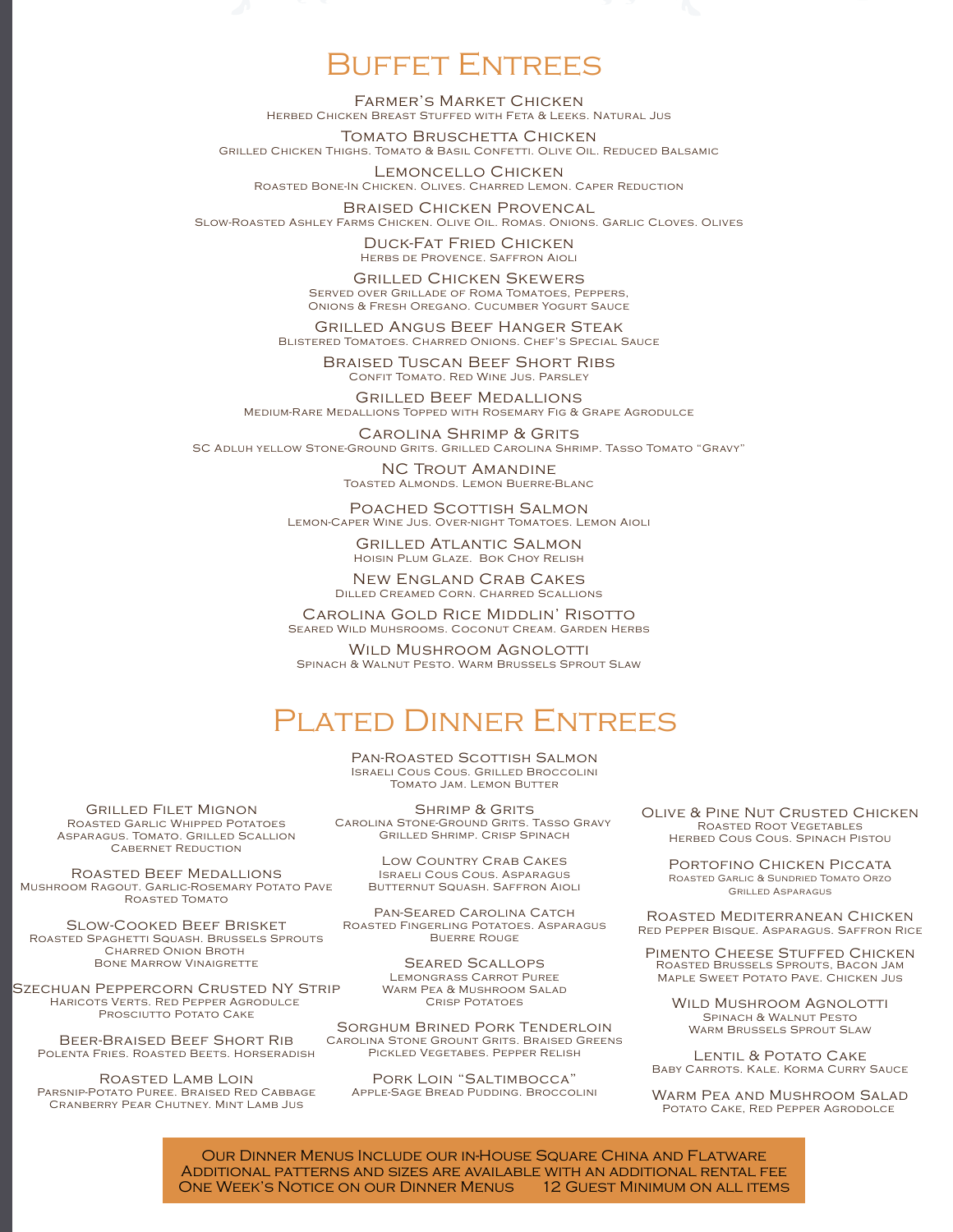# Buffet Entrees

**Farmer's Market Chicken**
Herbed Chicken Breast Stuffed with Feta & Leeks. Natural Jus

**Tomato Bruschetta Chicken**
Grilled Chicken Thighs. Tomato & Basil Confetti. Olive Oil. Reduced Balsamic

**Lemoncello Chicken**
Roasted Bone-In Chicken. Olives. Charred Lemon. Caper Reduction

**Braised Chicken Provencal**
Slow-Roasted Ashley Farms Chicken. Olive Oil. Romas. Onions. Garlic Cloves. Olives

**Duck-Fat Fried Chicken**
Herbs de Provence. Saffron Aioli

**Grilled Chicken Skewers**
Served over Grillade of Roma Tomatoes, Peppers, Onions & Fresh Oregano. Cucumber Yogurt Sauce

**Grilled Angus Beef Hanger Steak**
Blistered Tomatoes. Charred Onions. Chef's Special Sauce

**Braised Tuscan Beef Short Ribs**
Confit Tomato. Red Wine Jus. Parsley

**Grilled Beef Medallions**
Medium-Rare Medallions Topped with Rosemary Fig & Grape Agrodulce

**Carolina Shrimp & Grits**
SC Adluh yellow Stone-Ground Grits. Grilled Carolina Shrimp. Tasso Tomato "Gravy"

**NC Trout Amandine**
Toasted Almonds. Lemon Buerre-Blanc

**Poached Scottish Salmon**
Lemon-Caper Wine Jus. Over-night Tomatoes. Lemon Aioli

**Grilled Atlantic Salmon**
Hoisin Plum Glaze. Bok Choy Relish

**New England Crab Cakes**
Dilled Creamed Corn. Charred Scallions

**Carolina Gold Rice Middlin' Risotto**
Seared Wild Muhsrooms. Coconut Cream. Garden Herbs

**Wild Mushroom Agnolotti**
Spinach & Walnut Pesto. Warm Brussels Sprout Slaw

# Plated Dinner Entrees

**Grilled Filet Mignon**
Roasted Garlic Whipped Potatoes
Asparagus. Tomato. Grilled Scallion
Cabernet Reduction

**Roasted Beef Medallions**
Mushroom Ragout. Garlic-Rosemary Potato Pave
Roasted Tomato

**Slow-Cooked Beef Brisket**
Roasted Spaghetti Squash. Brussels Sprouts
Charred Onion Broth
Bone Marrow Vinaigrette

**Szechuan Peppercorn Crusted NY Strip**
Haricots Verts. Red Pepper Agrodulce
Prosciutto Potato Cake

**Beer-Braised Beef Short Rib**
Polenta Fries. Roasted Beets. Horseradish

**Roasted Lamb Loin**
Parsnip-Potato Puree. Braised Red Cabbage
Cranberry Pear Chutney. Mint Lamb Jus

**Pan-Roasted Scottish Salmon**
Israeli Cous Cous. Grilled Broccolini
Tomato Jam. Lemon Butter

**Shrimp & Grits**
Carolina Stone-Ground Grits. Tasso Gravy
Grilled Shrimp. Crisp Spinach

**Low Country Crab Cakes**
Israeli Cous Cous. Asparagus
Butternut Squash. Saffron Aioli

**Pan-Seared Carolina Catch**
Roasted Fingerling Potatoes. Asparagus
Buerre Rouge

**Seared Scallops**
Lemongrass Carrot Puree
Warm Pea & Mushroom Salad
Crisp Potatoes

**Sorghum Brined Pork Tenderloin**
Carolina Stone Grount Grits. Braised Greens
Pickled Vegetabes. Pepper Relish

**Pork Loin "Saltimbocca"**
Apple-Sage Bread Pudding. Broccolini

**Olive & Pine Nut Crusted Chicken**
Roasted Root Vegetables
Herbed Cous Cous. Spinach Pistou

**Portofino Chicken Piccata**
Roasted Garlic & Sundried Tomato Orzo
Grilled Asparagus

**Roasted Mediterranean Chicken**
Red Pepper Bisque. Asparagus. Saffron Rice

**Pimento Cheese Stuffed Chicken**
Roasted Brussels Sprouts, Bacon Jam
Maple Sweet Potato Pave. Chicken Jus

**Wild Mushroom Agnolotti**
Spinach & Walnut Pesto
Warm Brussels Sprout Slaw

**Lentil & Potato Cake**
Baby Carrots. Kale. Korma Curry Sauce

**Warm Pea and Mushroom Salad**
Potato Cake, Red Pepper Agrodolce

Our Dinner Menus Include our in-House Square China and Flatware
Additional patterns and sizes are available with an additional rental fee
One Week's Notice on our Dinner Menus 12 Guest Minimum on all items